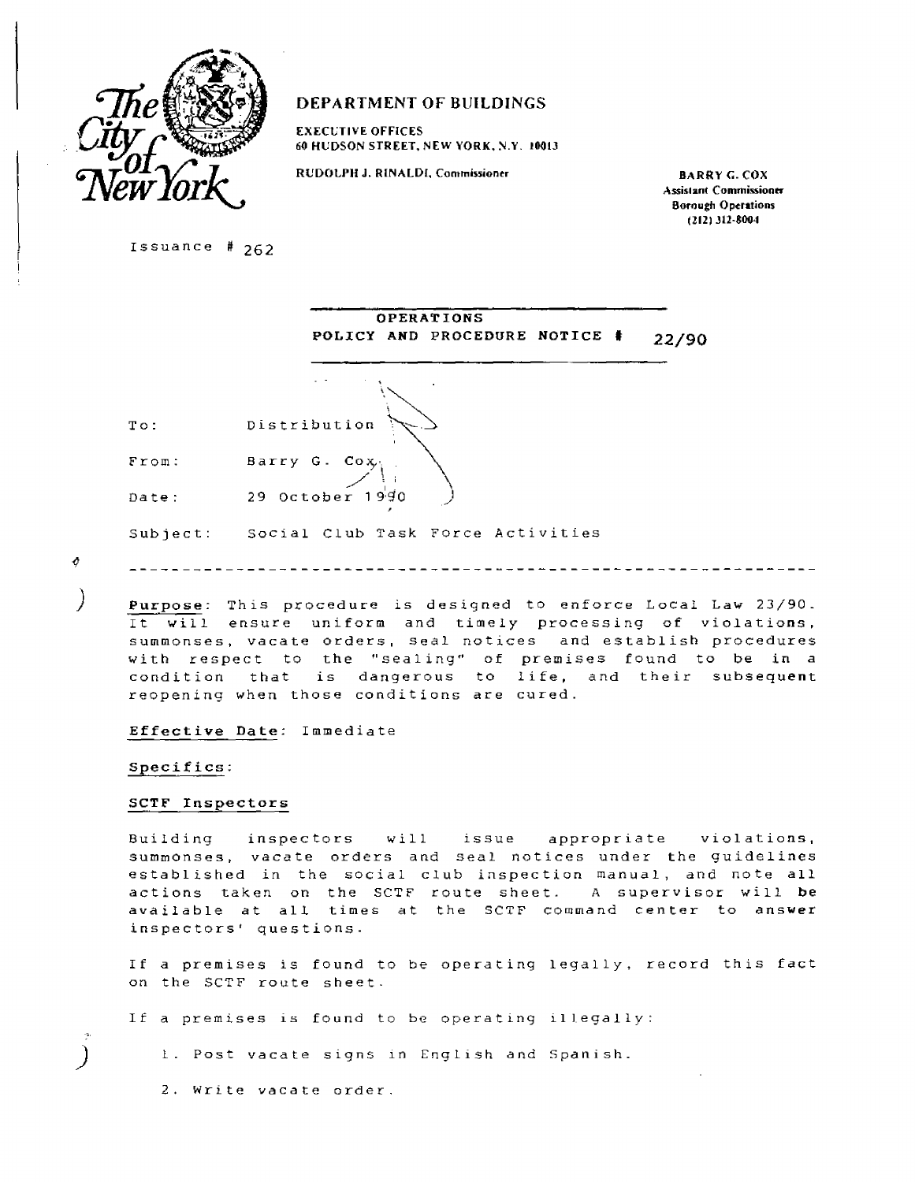The City of New York

**DEPARTMENT OF BUILDINGS**

EXECUTIVE OFFICES
60 HUDSON STREET, NEW YORK, N.Y. 10013

RUDOLPH J. RINALDI, Commissioner

BARRY G. COX
Assistant Commissioner
Borough Operations
(212) 312-8004

Issuance # 262

**OPERATIONS**
**POLICY AND PROCEDURE NOTICE # 22/90**

To: Distribution

From: Barry G. Cox

Date: 29 October 1990

Subject: Social Club Task Force Activities

---

**Purpose**: This procedure is designed to enforce Local Law 23/90. It will ensure uniform and timely processing of violations, summonses, vacate orders, seal notices and establish procedures with respect to the "sealing" of premises found to be in a condition that is dangerous to life, and their subsequent reopening when those conditions are cured.

**Effective Date**: Immediate

**Specifics**:

**SCTF Inspectors**

Building inspectors will issue appropriate violations, summonses, vacate orders and seal notices under the guidelines established in the social club inspection manual, and note all actions taken on the SCTF route sheet. A supervisor will be available at all times at the SCTF command center to answer inspectors' questions.

If a premises is found to be operating legally, record this fact on the SCTF route sheet.

If a premises is found to be operating illegally:

1. Post vacate signs in English and Spanish.
2. Write vacate order.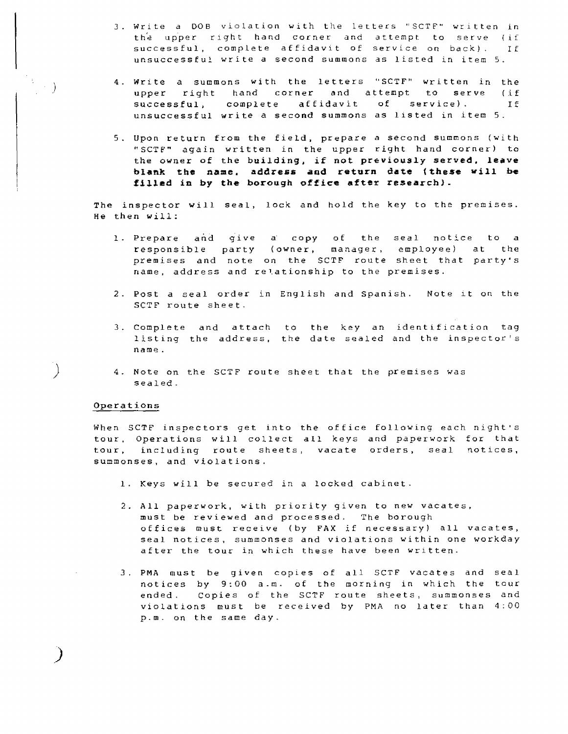3. Write a DOB violation with the letters "SCTF" written in the upper right hand corner and attempt to serve (if successful, complete affidavit of service on back). If unsuccessful write a second summons as listed in item 5.

4. Write a summons with the letters "SCTF" written in the upper right hand corner and attempt to serve (if successful, complete affidavit of service). If unsuccessful write a second summons as listed in item 5.

5. Upon return from the field, prepare a second summons (with "SCTF" again written in the upper right hand corner) to the owner of the building, **if not previously served, leave blank the name, address and return date (these will be filled in by the borough office after research).**

The inspector will seal, lock and hold the key to the premises. He then will:

1. Prepare and give a copy of the seal notice to a responsible party (owner, manager, employee) at the premises and note on the SCTF route sheet that party's name, address and relationship to the premises.

2. Post a seal order in English and Spanish. Note it on the SCTF route sheet.

3. Complete and attach to the key an identification tag listing the address, the date sealed and the inspector's name.

4. Note on the SCTF route sheet that the premises was sealed.

Operations

When SCTF inspectors get into the office following each night's tour, Operations will collect all keys and paperwork for that tour, including route sheets, vacate orders, seal notices, summonses, and violations.

1. Keys will be secured in a locked cabinet.

2. All paperwork, with priority given to new vacates, must be reviewed and processed. The borough offices must receive (by FAX if necessary) all vacates, seal notices, summonses and violations within one workday after the tour in which these have been written.

3. PMA must be given copies of all SCTF vacates and seal notices by 9:00 a.m. of the morning in which the tour ended. Copies of the SCTF route sheets, summonses and violations must be received by PMA no later than 4:00 p.m. on the same day.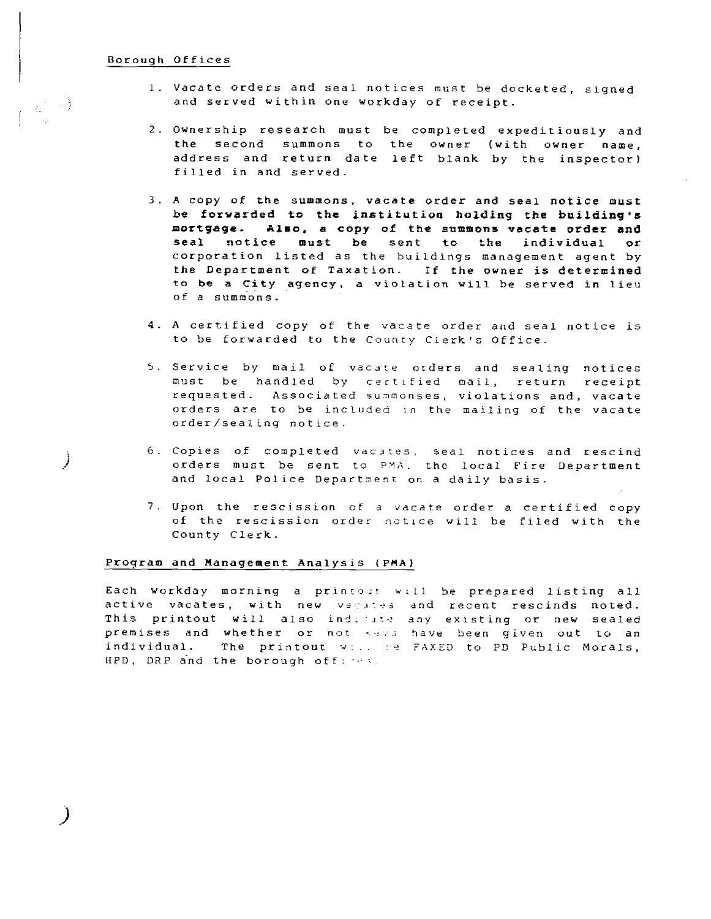## Borough Offices

1. Vacate orders and seal notices must be docketed, signed and served within one workday of receipt.

2. Ownership research must be completed expeditiously and the second summons to the owner (with owner name, address and return date left blank by the inspector) filled in and served.

3. A copy of the summons, vacate order and seal notice **must be forwarded to the institution holding the building's mortgage. Also, a copy of the summons vacate order and seal notice must be sent to the individual or** corporation listed as the buildings management agent by the Department of Taxation. **If the owner is determined to be a City agency, a violation will be served in lieu** of a summons.

4. A certified copy of the vacate order and seal notice is to be forwarded to the County Clerk's Office.

5. Service by mail of vacate orders and sealing notices must be handled by certified mail, return receipt requested. Associated summonses, violations and, vacate orders are to be included in the mailing of the vacate order/sealing notice.

6. Copies of completed vacates, seal notices and rescind orders must be sent to PMA, the local Fire Department and local Police Department on a daily basis.

7. Upon the rescission of a vacate order a certified copy of the rescission order notice will be filed with the County Clerk.

## Program and Management Analysis (PMA)

Each workday morning a printout will be prepared listing all active vacates, with new vacates and recent rescinds noted. This printout will also indicate any existing or new sealed premises and whether or not keys have been given out to an individual. The printout will be FAXED to PD Public Morals, HPD, DRP and the borough offices.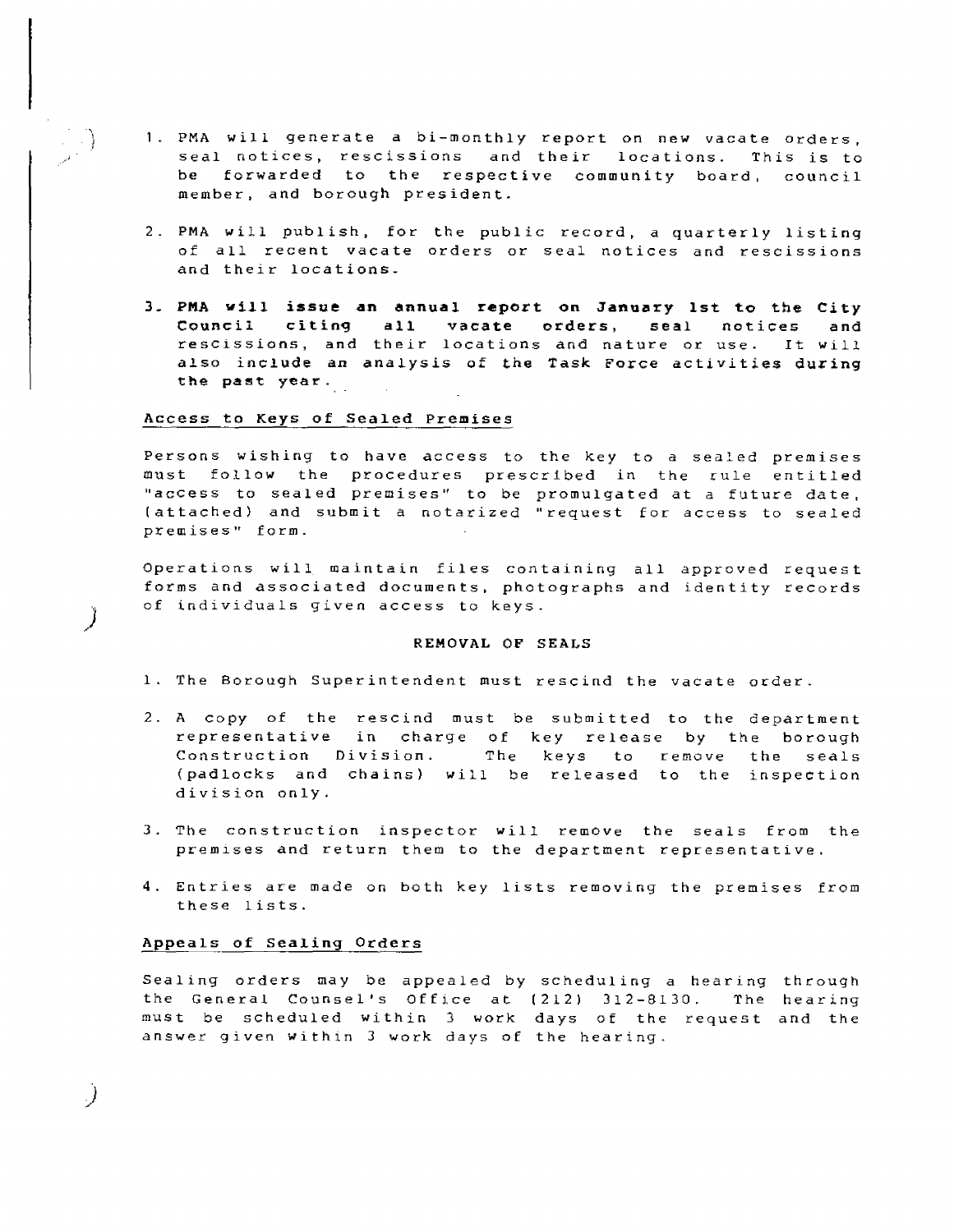1. PMA will generate a bi-monthly report on new vacate orders, seal notices, rescissions and their locations. This is to be forwarded to the respective community board, council member, and borough president.

2. PMA will publish, for the public record, a quarterly listing of all recent vacate orders or seal notices and rescissions and their locations.

3. **PMA will issue an annual report on January 1st to the City Council citing all vacate orders, seal notices and rescissions, and their locations and nature or use. It will also include an analysis of the Task Force activities during the past year.**

## Access to Keys of Sealed Premises

Persons wishing to have access to the key to a sealed premises must follow the procedures prescribed in the rule entitled "access to sealed premises" to be promulgated at a future date, (attached) and submit a notarized "request for access to sealed premises" form.

Operations will maintain files containing all approved request forms and associated documents, photographs and identity records of individuals given access to keys.

## REMOVAL OF SEALS

1. The Borough Superintendent must rescind the vacate order.

2. A copy of the rescind must be submitted to the department representative in charge of key release by the borough Construction Division. The keys to remove the seals (padlocks and chains) will be released to the inspection division only.

3. The construction inspector will remove the seals from the premises and return them to the department representative.

4. Entries are made on both key lists removing the premises from these lists.

## Appeals of Sealing Orders

Sealing orders may be appealed by scheduling a hearing through the General Counsel's Office at (212) 312-8130. The hearing must be scheduled within 3 work days of the request and the answer given within 3 work days of the hearing.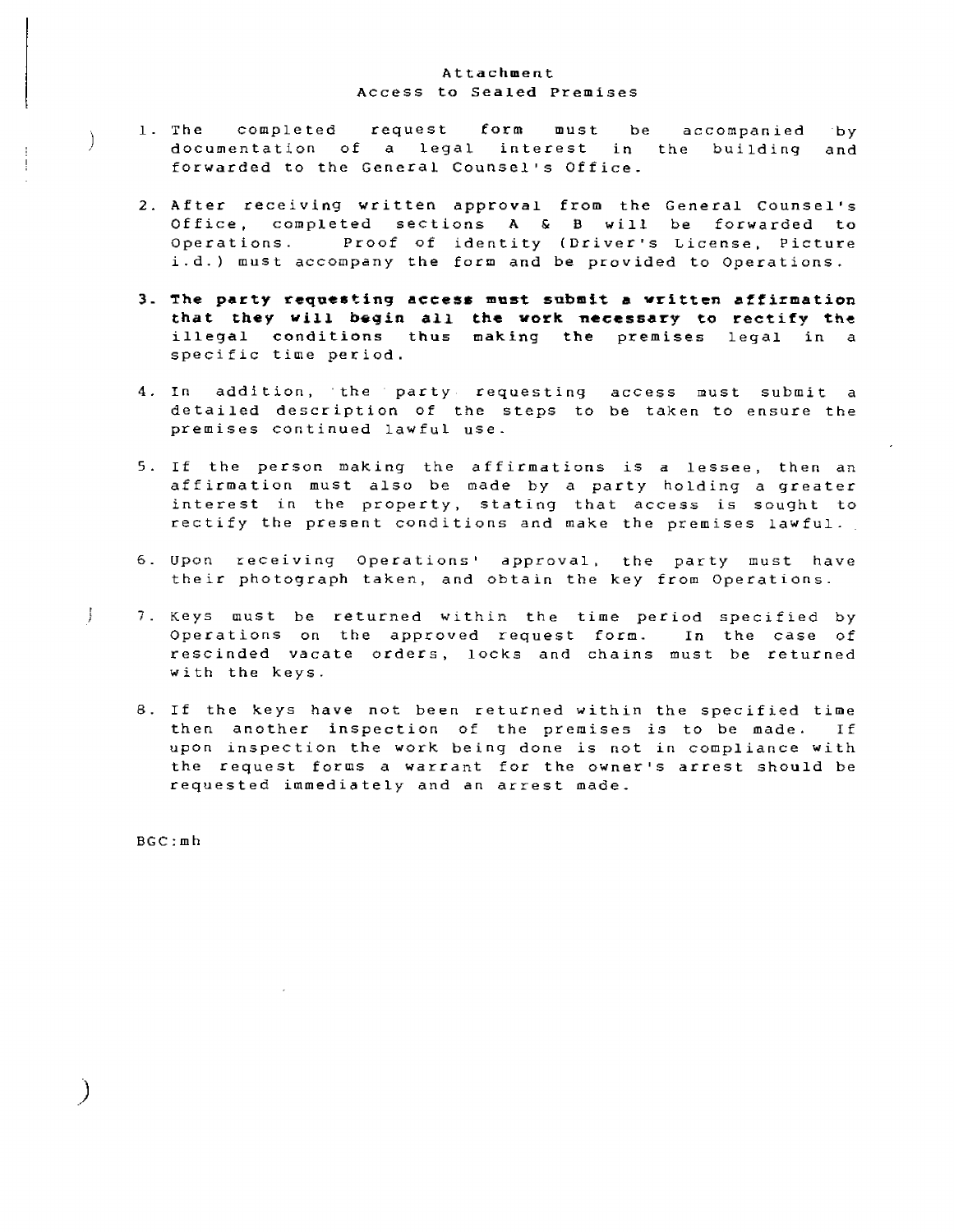# Attachment
## Access to Sealed Premises

1. The completed request form must be accompanied by documentation of a legal interest in the building and forwarded to the General Counsel's Office.

2. After receiving written approval from the General Counsel's Office, completed sections A & B will be forwarded to Operations. Proof of identity (Driver's License, Picture i.d.) must accompany the form and be provided to Operations.

3. **The party requesting access must submit a written affirmation that they will begin all the work necessary to rectify the** illegal conditions thus making the premises legal in a specific time period.

4. In addition, the party requesting access must submit a detailed description of the steps to be taken to ensure the premises continued lawful use.

5. If the person making the affirmations is a lessee, then an affirmation must also be made by a party holding a greater interest in the property, stating that access is sought to rectify the present conditions and make the premises lawful.

6. Upon receiving Operations' approval, the party must have their photograph taken, and obtain the key from Operations.

7. Keys must be returned within the time period specified by Operations on the approved request form. In the case of rescinded vacate orders, locks and chains must be returned with the keys.

8. If the keys have not been returned within the specified time then another inspection of the premises is to be made. If upon inspection the work being done is not in compliance with the request forms a warrant for the owner's arrest should be requested immediately and an arrest made.

BGC:mh